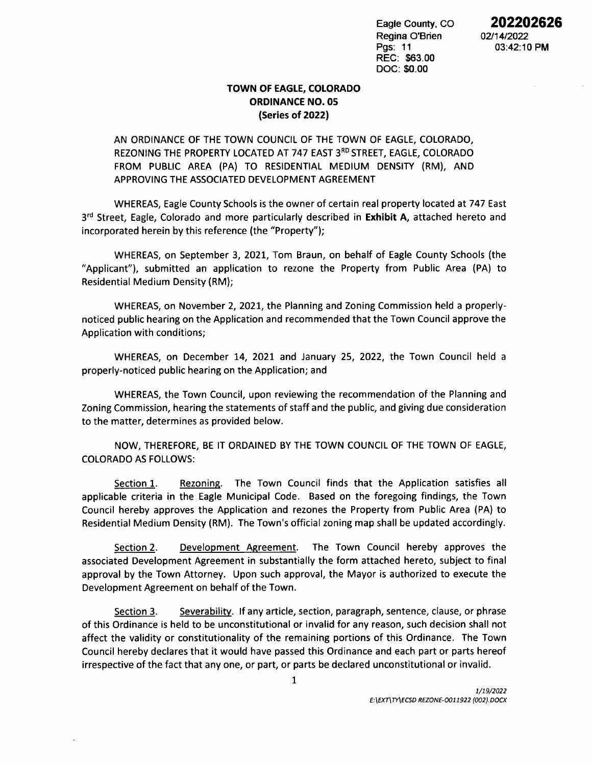Eagle County, CO
Regina O'Brien
Pgs: 11
REC: $63.00
DOC: $0.00

**202202626**
02/14/2022
03:42:10 PM

# TOWN OF EAGLE, COLORADO
## ORDINANCE NO. 05
## (Series of 2022)

AN ORDINANCE OF THE TOWN COUNCIL OF THE TOWN OF EAGLE, COLORADO, REZONING THE PROPERTY LOCATED AT 747 EAST 3RD STREET, EAGLE, COLORADO FROM PUBLIC AREA (PA) TO RESIDENTIAL MEDIUM DENSITY (RM), AND APPROVING THE ASSOCIATED DEVELOPMENT AGREEMENT

WHEREAS, Eagle County Schools is the owner of certain real property located at 747 East 3rd Street, Eagle, Colorado and more particularly described in **Exhibit A**, attached hereto and incorporated herein by this reference (the "Property");

WHEREAS, on September 3, 2021, Tom Braun, on behalf of Eagle County Schools (the "Applicant"), submitted an application to rezone the Property from Public Area (PA) to Residential Medium Density (RM);

WHEREAS, on November 2, 2021, the Planning and Zoning Commission held a properly-noticed public hearing on the Application and recommended that the Town Council approve the Application with conditions;

WHEREAS, on December 14, 2021 and January 25, 2022, the Town Council held a properly-noticed public hearing on the Application; and

WHEREAS, the Town Council, upon reviewing the recommendation of the Planning and Zoning Commission, hearing the statements of staff and the public, and giving due consideration to the matter, determines as provided below.

NOW, THEREFORE, BE IT ORDAINED BY THE TOWN COUNCIL OF THE TOWN OF EAGLE, COLORADO AS FOLLOWS:

Section 1. Rezoning. The Town Council finds that the Application satisfies all applicable criteria in the Eagle Municipal Code. Based on the foregoing findings, the Town Council hereby approves the Application and rezones the Property from Public Area (PA) to Residential Medium Density (RM). The Town's official zoning map shall be updated accordingly.

Section 2. Development Agreement. The Town Council hereby approves the associated Development Agreement in substantially the form attached hereto, subject to final approval by the Town Attorney. Upon such approval, the Mayor is authorized to execute the Development Agreement on behalf of the Town.

Section 3. Severability. If any article, section, paragraph, sentence, clause, or phrase of this Ordinance is held to be unconstitutional or invalid for any reason, such decision shall not affect the validity or constitutionality of the remaining portions of this Ordinance. The Town Council hereby declares that it would have passed this Ordinance and each part or parts hereof irrespective of the fact that any one, or part, or parts be declared unconstitutional or invalid.

*1/19/2022*
*E:\EXT\TY\ECSD REZONE-0011922 (002).DOCX*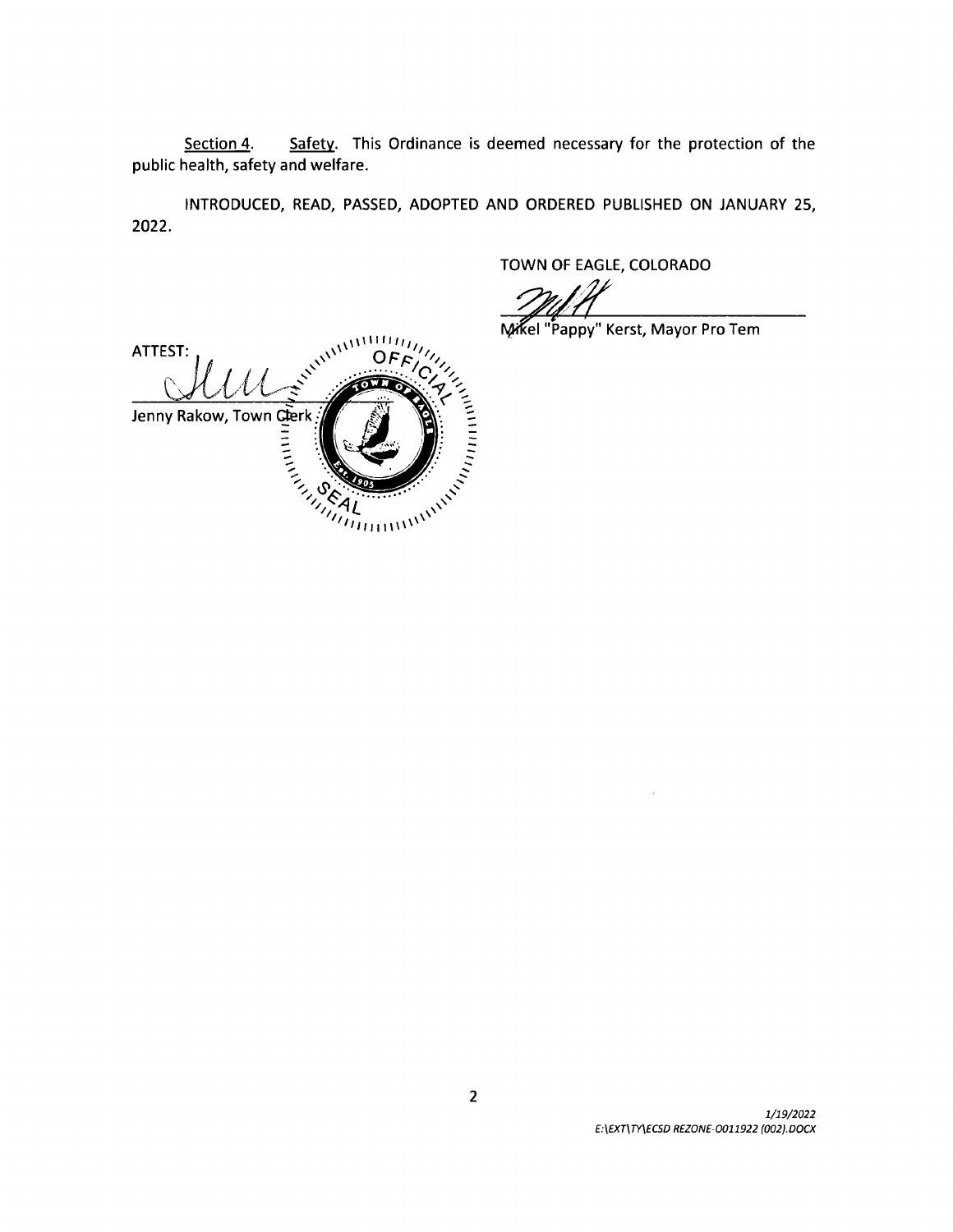<u>Section 4</u>. <u>Safety</u>. This Ordinance is deemed necessary for the protection of the public health, safety and welfare.

INTRODUCED, READ, PASSED, ADOPTED AND ORDERED PUBLISHED ON JANUARY 25, 2022.

TOWN OF EAGLE, COLORADO

Mikel "Pappy" Kerst, Mayor Pro Tem

ATTEST:

Jenny Rakow, Town Clerk

*1/19/2022*
*E:\EXT\TY\ECSD REZONE-0011922 (002).DOCX*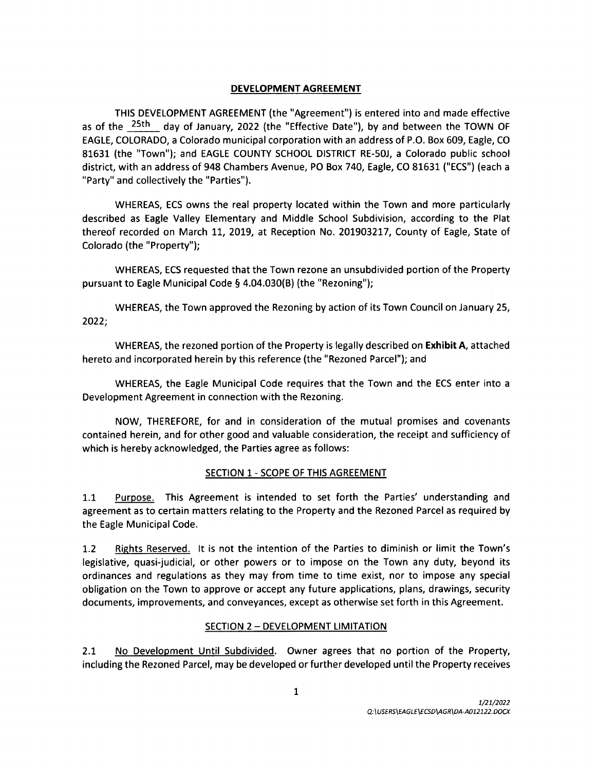## DEVELOPMENT AGREEMENT

THIS DEVELOPMENT AGREEMENT (the "Agreement") is entered into and made effective as of the 25th day of January, 2022 (the "Effective Date"), by and between the TOWN OF EAGLE, COLORADO, a Colorado municipal corporation with an address of P.O. Box 609, Eagle, CO 81631 (the "Town"); and EAGLE COUNTY SCHOOL DISTRICT RE-50J, a Colorado public school district, with an address of 948 Chambers Avenue, PO Box 740, Eagle, CO 81631 ("ECS") (each a "Party" and collectively the "Parties").

WHEREAS, ECS owns the real property located within the Town and more particularly described as Eagle Valley Elementary and Middle School Subdivision, according to the Plat thereof recorded on March 11, 2019, at Reception No. 201903217, County of Eagle, State of Colorado (the "Property");

WHEREAS, ECS requested that the Town rezone an unsubdivided portion of the Property pursuant to Eagle Municipal Code § 4.04.030(B) (the "Rezoning");

WHEREAS, the Town approved the Rezoning by action of its Town Council on January 25, 2022;

WHEREAS, the rezoned portion of the Property is legally described on **Exhibit A**, attached hereto and incorporated herein by this reference (the "Rezoned Parcel"); and

WHEREAS, the Eagle Municipal Code requires that the Town and the ECS enter into a Development Agreement in connection with the Rezoning.

NOW, THEREFORE, for and in consideration of the mutual promises and covenants contained herein, and for other good and valuable consideration, the receipt and sufficiency of which is hereby acknowledged, the Parties agree as follows:

### SECTION 1 - SCOPE OF THIS AGREEMENT

1.1 Purpose. This Agreement is intended to set forth the Parties' understanding and agreement as to certain matters relating to the Property and the Rezoned Parcel as required by the Eagle Municipal Code.

1.2 Rights Reserved. It is not the intention of the Parties to diminish or limit the Town's legislative, quasi-judicial, or other powers or to impose on the Town any duty, beyond its ordinances and regulations as they may from time to time exist, nor to impose any special obligation on the Town to approve or accept any future applications, plans, drawings, security documents, improvements, and conveyances, except as otherwise set forth in this Agreement.

### SECTION 2 – DEVELOPMENT LIMITATION

2.1 No Development Until Subdivided. Owner agrees that no portion of the Property, including the Rezoned Parcel, may be developed or further developed until the Property receives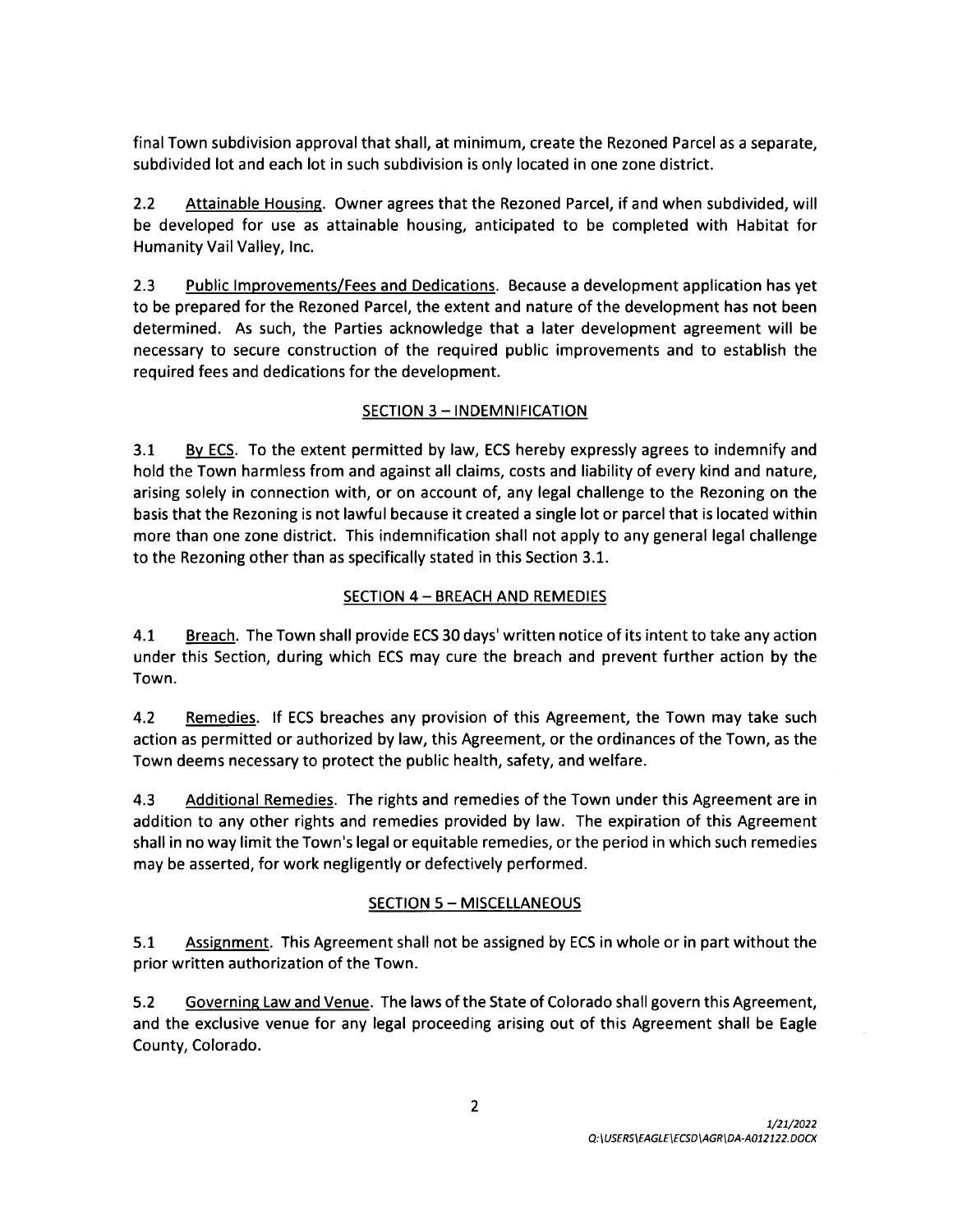final Town subdivision approval that shall, at minimum, create the Rezoned Parcel as a separate, subdivided lot and each lot in such subdivision is only located in one zone district.

2.2 Attainable Housing. Owner agrees that the Rezoned Parcel, if and when subdivided, will be developed for use as attainable housing, anticipated to be completed with Habitat for Humanity Vail Valley, Inc.

2.3 Public Improvements/Fees and Dedications. Because a development application has yet to be prepared for the Rezoned Parcel, the extent and nature of the development has not been determined. As such, the Parties acknowledge that a later development agreement will be necessary to secure construction of the required public improvements and to establish the required fees and dedications for the development.

## SECTION 3 – INDEMNIFICATION

3.1 By ECS. To the extent permitted by law, ECS hereby expressly agrees to indemnify and hold the Town harmless from and against all claims, costs and liability of every kind and nature, arising solely in connection with, or on account of, any legal challenge to the Rezoning on the basis that the Rezoning is not lawful because it created a single lot or parcel that is located within more than one zone district. This indemnification shall not apply to any general legal challenge to the Rezoning other than as specifically stated in this Section 3.1.

## SECTION 4 – BREACH AND REMEDIES

4.1 Breach. The Town shall provide ECS 30 days' written notice of its intent to take any action under this Section, during which ECS may cure the breach and prevent further action by the Town.

4.2 Remedies. If ECS breaches any provision of this Agreement, the Town may take such action as permitted or authorized by law, this Agreement, or the ordinances of the Town, as the Town deems necessary to protect the public health, safety, and welfare.

4.3 Additional Remedies. The rights and remedies of the Town under this Agreement are in addition to any other rights and remedies provided by law. The expiration of this Agreement shall in no way limit the Town's legal or equitable remedies, or the period in which such remedies may be asserted, for work negligently or defectively performed.

## SECTION 5 – MISCELLANEOUS

5.1 Assignment. This Agreement shall not be assigned by ECS in whole or in part without the prior written authorization of the Town.

5.2 Governing Law and Venue. The laws of the State of Colorado shall govern this Agreement, and the exclusive venue for any legal proceeding arising out of this Agreement shall be Eagle County, Colorado.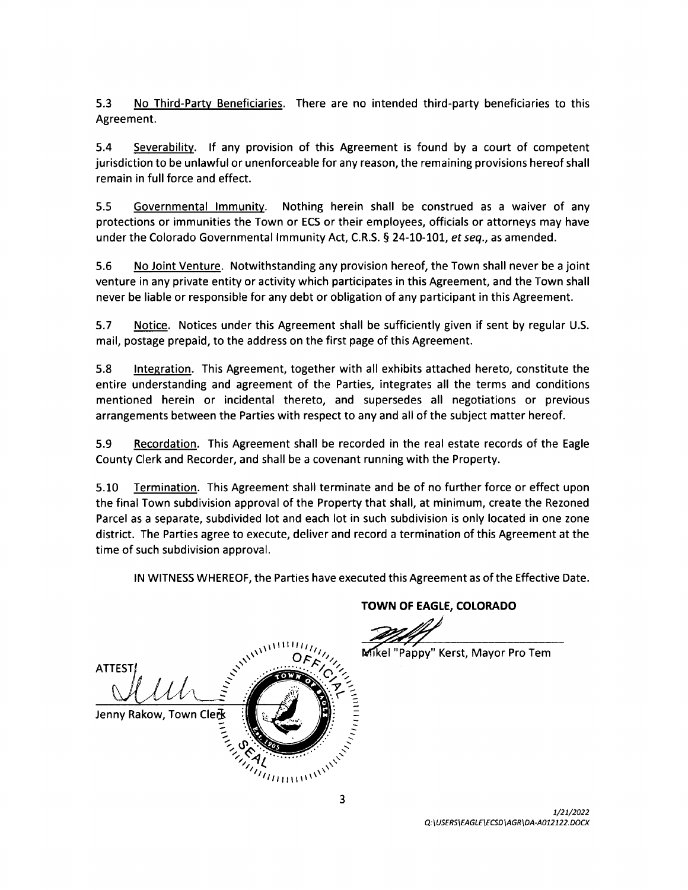5.3 No Third-Party Beneficiaries. There are no intended third-party beneficiaries to this Agreement.

5.4 Severability. If any provision of this Agreement is found by a court of competent jurisdiction to be unlawful or unenforceable for any reason, the remaining provisions hereof shall remain in full force and effect.

5.5 Governmental Immunity. Nothing herein shall be construed as a waiver of any protections or immunities the Town or ECS or their employees, officials or attorneys may have under the Colorado Governmental Immunity Act, C.R.S. § 24-10-101, *et seq.*, as amended.

5.6 No Joint Venture. Notwithstanding any provision hereof, the Town shall never be a joint venture in any private entity or activity which participates in this Agreement, and the Town shall never be liable or responsible for any debt or obligation of any participant in this Agreement.

5.7 Notice. Notices under this Agreement shall be sufficiently given if sent by regular U.S. mail, postage prepaid, to the address on the first page of this Agreement.

5.8 Integration. This Agreement, together with all exhibits attached hereto, constitute the entire understanding and agreement of the Parties, integrates all the terms and conditions mentioned herein or incidental thereto, and supersedes all negotiations or previous arrangements between the Parties with respect to any and all of the subject matter hereof.

5.9 Recordation. This Agreement shall be recorded in the real estate records of the Eagle County Clerk and Recorder, and shall be a covenant running with the Property.

5.10 Termination. This Agreement shall terminate and be of no further force or effect upon the final Town subdivision approval of the Property that shall, at minimum, create the Rezoned Parcel as a separate, subdivided lot and each lot in such subdivision is only located in one zone district. The Parties agree to execute, deliver and record a termination of this Agreement at the time of such subdivision approval.

IN WITNESS WHEREOF, the Parties have executed this Agreement as of the Effective Date.

**TOWN OF EAGLE, COLORADO**

Mikel "Pappy" Kerst, Mayor Pro Tem

ATTEST:

Jenny Rakow, Town Clerk

1/21/2022
Q:\USERS\EAGLE\ECSD\AGR\DA-A012122.DOCX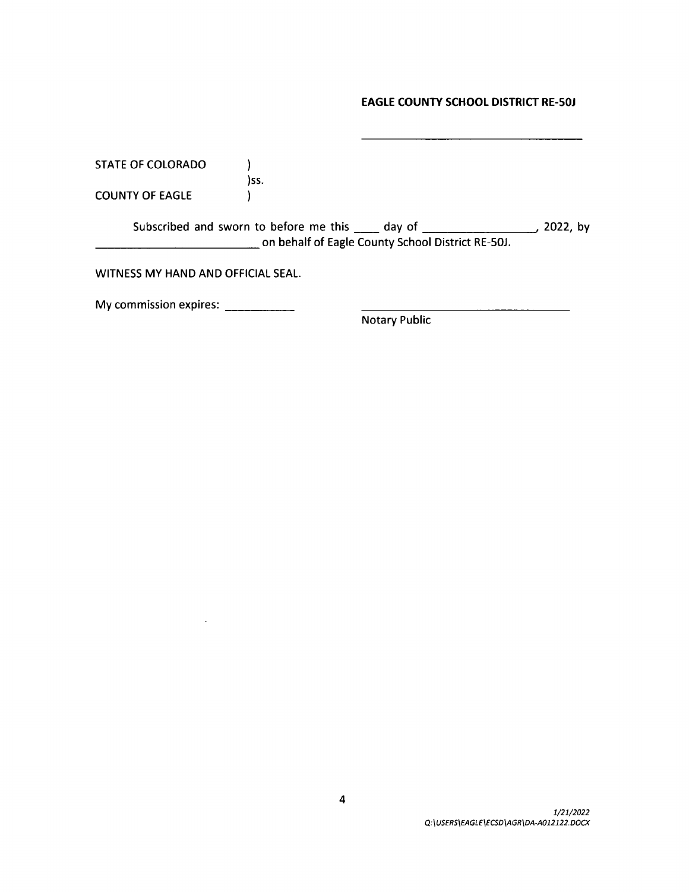**EAGLE COUNTY SCHOOL DISTRICT RE-50J**

\_\_\_\_\_\_\_\_\_\_\_\_\_\_\_\_\_\_\_\_\_\_\_\_\_\_\_\_\_\_\_\_\_\_\_\_

STATE OF COLORADO )
)ss.
COUNTY OF EAGLE )

Subscribed and sworn to before me this \_\_\_\_ day of \_\_\_\_\_\_\_\_\_\_\_\_\_\_\_\_\_\_, 2022, by \_\_\_\_\_\_\_\_\_\_\_\_\_\_\_\_\_\_\_\_\_\_\_\_\_\_\_ on behalf of Eagle County School District RE-50J.

WITNESS MY HAND AND OFFICIAL SEAL.

My commission expires: \_\_\_\_\_\_\_\_\_\_\_

\_\_\_\_\_\_\_\_\_\_\_\_\_\_\_\_\_\_\_\_\_\_\_\_\_\_\_\_\_\_\_\_\_\_\_\_
Notary Public

*1/21/2022*
*Q:\USERS\EAGLE\ECSD\AGR\DA-A012122.DOCX*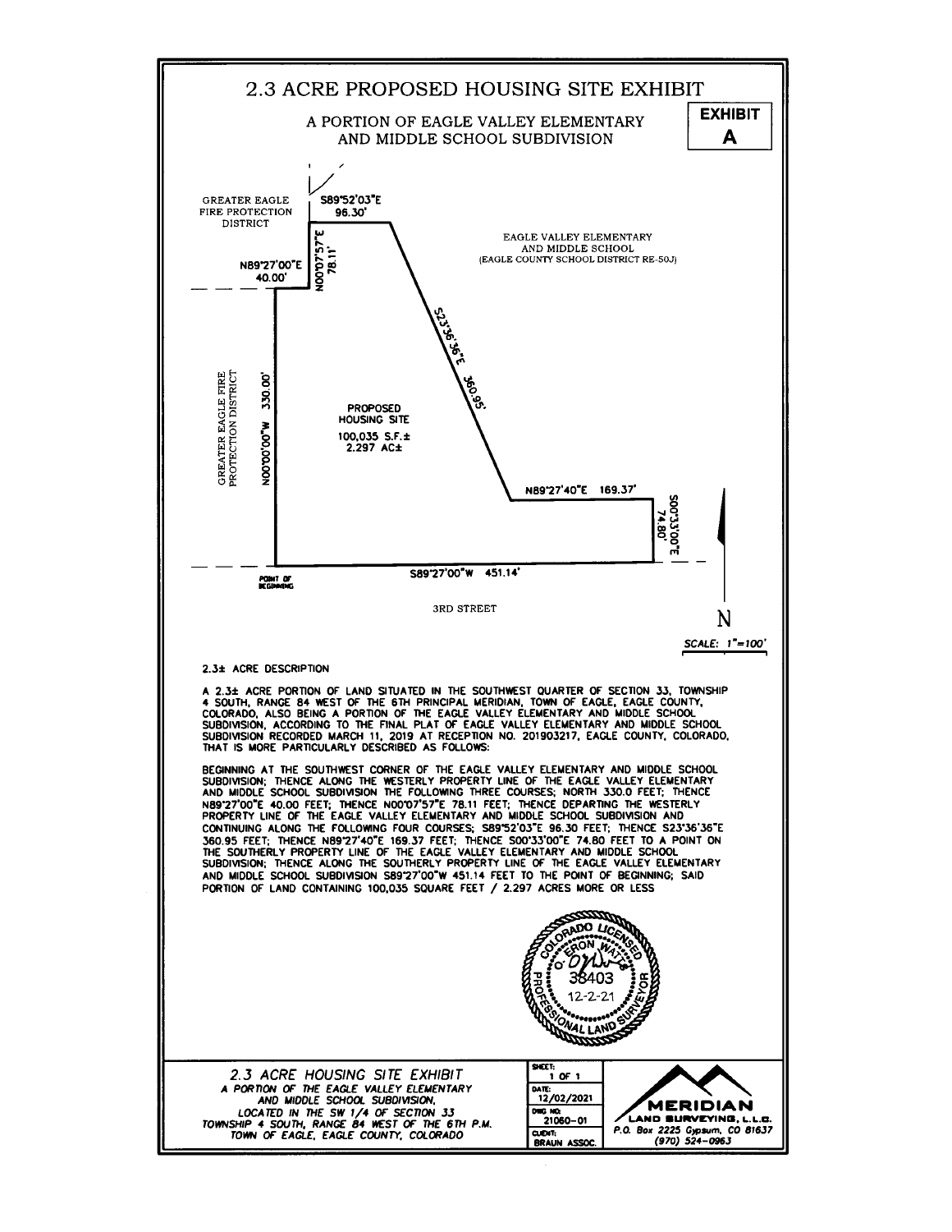# 2.3 ACRE PROPOSED HOUSING SITE EXHIBIT

## A PORTION OF EAGLE VALLEY ELEMENTARY AND MIDDLE SCHOOL SUBDIVISION

**EXHIBIT A**

GREATER EAGLE FIRE PROTECTION DISTRICT

S89°52'03"E 96.30'

N00°07'57"E 78.11'

N89°27'00"E 40.00'

EAGLE VALLEY ELEMENTARY AND MIDDLE SCHOOL (EAGLE COUNTY SCHOOL DISTRICT RE-50J)

S23°36'36"E 360.95'

GREATER EAGLE FIRE PROTECTION DISTRICT

N00°00'00"W 330.00'

PROPOSED HOUSING SITE
100,035 S.F.±
2.297 AC±

N89°27'40"E 169.37'

S00°33'00"E 74.80'

POINT OF BEGINNING

S89°27'00"W 451.14'

3RD STREET

N

SCALE: 1"=100'

**2.3± ACRE DESCRIPTION**

A 2.3± ACRE PORTION OF LAND SITUATED IN THE SOUTHWEST QUARTER OF SECTION 33, TOWNSHIP 4 SOUTH, RANGE 84 WEST OF THE 6TH PRINCIPAL MERIDIAN, TOWN OF EAGLE, EAGLE COUNTY, COLORADO, ALSO BEING A PORTION OF THE EAGLE VALLEY ELEMENTARY AND MIDDLE SCHOOL SUBDIVISION, ACCORDING TO THE FINAL PLAT OF EAGLE VALLEY ELEMENTARY AND MIDDLE SCHOOL SUBDIVISION RECORDED MARCH 11, 2019 AT RECEPTION NO. 201903217, EAGLE COUNTY, COLORADO, THAT IS MORE PARTICULARLY DESCRIBED AS FOLLOWS:

BEGINNING AT THE SOUTHWEST CORNER OF THE EAGLE VALLEY ELEMENTARY AND MIDDLE SCHOOL SUBDIVISION; THENCE ALONG THE WESTERLY PROPERTY LINE OF THE EAGLE VALLEY ELEMENTARY AND MIDDLE SCHOOL SUBDIVISION THE FOLLOWING THREE COURSES; NORTH 330.0 FEET; THENCE N89°27'00"E 40.00 FEET; THENCE N00°07'57"E 78.11 FEET; THENCE DEPARTING THE WESTERLY PROPERTY LINE OF THE EAGLE VALLEY ELEMENTARY AND MIDDLE SCHOOL SUBDIVISION AND CONTINUING ALONG THE FOLLOWING FOUR COURSES; S89°52'03"E 96.30 FEET; THENCE S23°36'36"E 360.95 FEET; THENCE N89°27'40"E 169.37 FEET; THENCE S00°33'00"E 74.80 FEET TO A POINT ON THE SOUTHERLY PROPERTY LINE OF THE EAGLE VALLEY ELEMENTARY AND MIDDLE SCHOOL SUBDIVISION; THENCE ALONG THE SOUTHERLY PROPERTY LINE OF THE EAGLE VALLEY ELEMENTARY AND MIDDLE SCHOOL SUBDIVISION S89°27'00"W 451.14 FEET TO THE POINT OF BEGINNING; SAID PORTION OF LAND CONTAINING 100,035 SQUARE FEET / 2.297 ACRES MORE OR LESS

COLORADO LICENSED PROFESSIONAL LAND SURVEYOR
ERON WATTS
38403
12-2-21

*2.3 ACRE HOUSING SITE EXHIBIT*
*A PORTION OF THE EAGLE VALLEY ELEMENTARY AND MIDDLE SCHOOL SUBDIVISION, LOCATED IN THE SW 1/4 OF SECTION 33 TOWNSHIP 4 SOUTH, RANGE 84 WEST OF THE 6TH P.M. TOWN OF EAGLE, EAGLE COUNTY, COLORADO*

| | |
|---|---|
| SHEET: | 1 OF 1 |
| DATE: | 12/02/2021 |
| DWG NO: | 21060-01 |
| CLIENT: | BRAUN ASSOC. |

MERIDIAN LAND SURVEYING, L.L.C.
P.O. Box 2225 Gypsum, CO 81637
(970) 524-0963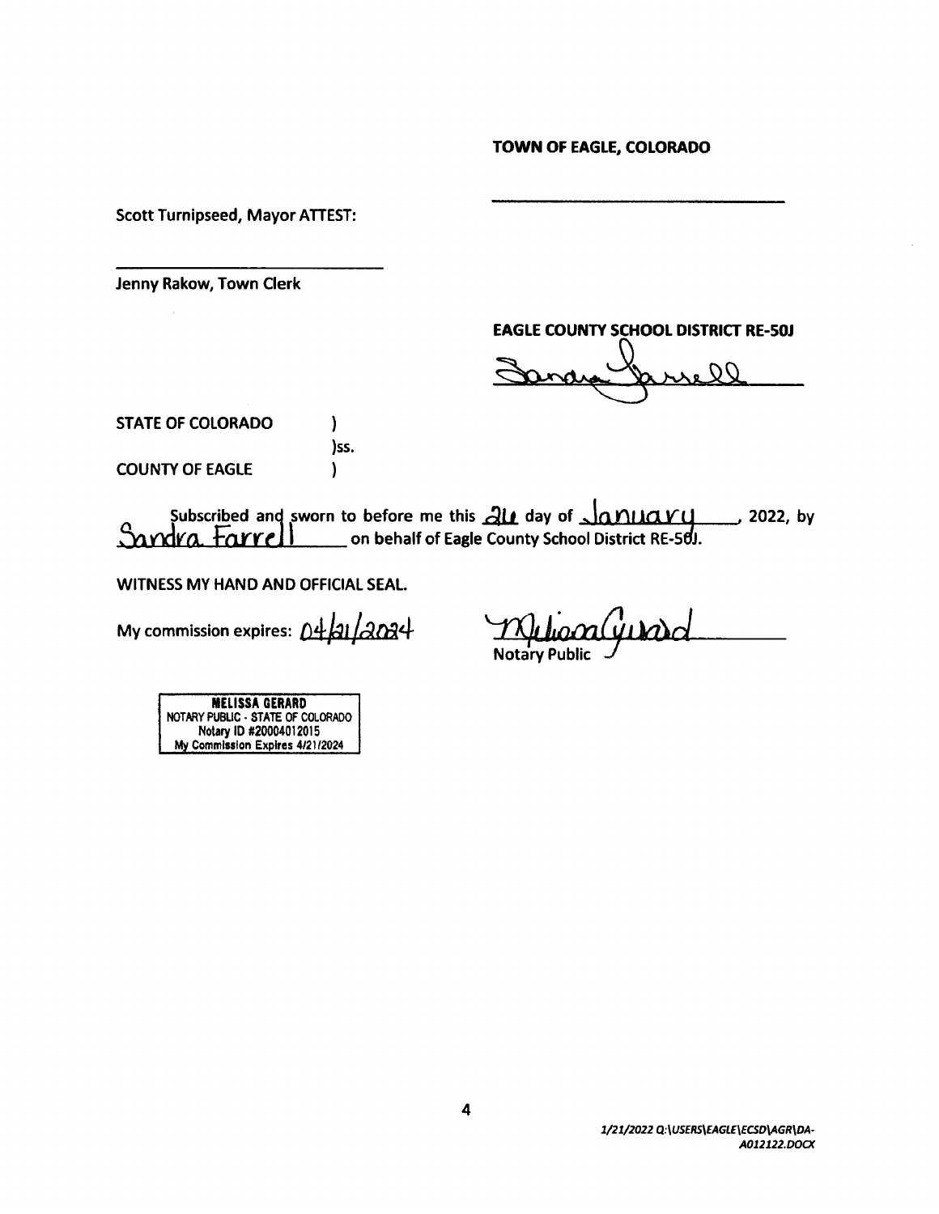**TOWN OF EAGLE, COLORADO**

______________________________

Scott Turnipseed, Mayor ATTEST:

______________________________

Jenny Rakow, Town Clerk

**EAGLE COUNTY SCHOOL DISTRICT RE-50J**

Sandra Farrell

STATE OF COLORADO )
)ss.
COUNTY OF EAGLE )

Subscribed and sworn to before me this 26 day of January, 2022, by Sandra Farrell on behalf of Eagle County School District RE-50J.

WITNESS MY HAND AND OFFICIAL SEAL.

My commission expires: 04/21/2024

Melissa Gerard
Notary Public

MELISSA GERARD
NOTARY PUBLIC - STATE OF COLORADO
Notary ID #20004012015
My Commission Expires 4/21/2024

*1/21/2022 Q:\USERS\EAGLE\ECSD\AGR\DA-A012122.DOCX*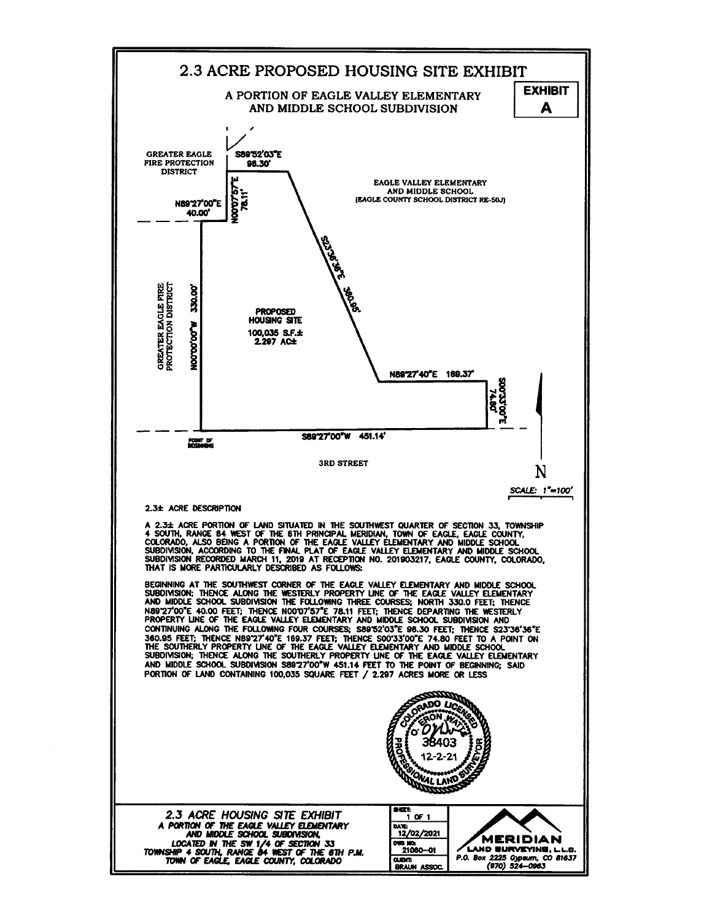# 2.3 ACRE PROPOSED HOUSING SITE EXHIBIT

**EXHIBIT A**

A PORTION OF EAGLE VALLEY ELEMENTARY AND MIDDLE SCHOOL SUBDIVISION

GREATER EAGLE FIRE PROTECTION DISTRICT

S89°52'03"E 98.30'

N00°07'57"E 78.11'

N89°27'00"E 40.00'

EAGLE VALLEY ELEMENTARY AND MIDDLE SCHOOL (EAGLE COUNTY SCHOOL DISTRICT RE-50J)

S23°36'36"E 360.95'

GREATER EAGLE FIRE PROTECTION DISTRICT

N00°00'00"W 330.00'

PROPOSED HOUSING SITE
100,035 S.F.±
2.297 AC±

N89°27'40"E 169.37'

S00°33'00"E 74.80'

POINT OF BEGINNING

S89°27'00"W 451.14'

3RD STREET

N

SCALE: 1"=100'

2.3± ACRE DESCRIPTION

A 2.3± ACRE PORTION OF LAND SITUATED IN THE SOUTHWEST QUARTER OF SECTION 33, TOWNSHIP 4 SOUTH, RANGE 84 WEST OF THE 6TH PRINCIPAL MERIDIAN, TOWN OF EAGLE, EAGLE COUNTY, COLORADO, ALSO BEING A PORTION OF THE EAGLE VALLEY ELEMENTARY AND MIDDLE SCHOOL SUBDIVISION, ACCORDING TO THE FINAL PLAT OF EAGLE VALLEY ELEMENTARY AND MIDDLE SCHOOL SUBDIVISION RECORDED MARCH 11, 2019 AT RECEPTION NO. 201903217, EAGLE COUNTY, COLORADO, THAT IS MORE PARTICULARLY DESCRIBED AS FOLLOWS:

BEGINNING AT THE SOUTHWEST CORNER OF THE EAGLE VALLEY ELEMENTARY AND MIDDLE SCHOOL SUBDIVISION; THENCE ALONG THE WESTERLY PROPERTY LINE OF THE EAGLE VALLEY ELEMENTARY AND MIDDLE SCHOOL SUBDIVISION THE FOLLOWING THREE COURSES; NORTH 330.0 FEET; THENCE N89°27'00"E 40.00 FEET; THENCE N00°07'57"E 78.11 FEET; THENCE DEPARTING THE WESTERLY PROPERTY LINE OF THE EAGLE VALLEY ELEMENTARY AND MIDDLE SCHOOL SUBDIVISION AND CONTINUING ALONG THE FOLLOWING FOUR COURSES; S89°52'03"E 98.30 FEET; THENCE S23°36'36"E 360.95 FEET; THENCE N89°27'40"E 169.37 FEET; THENCE S00°33'00"E 74.80 FEET TO A POINT ON THE SOUTHERLY PROPERTY LINE OF THE EAGLE VALLEY ELEMENTARY AND MIDDLE SCHOOL SUBDIVISION; THENCE ALONG THE SOUTHERLY PROPERTY LINE OF THE EAGLE VALLEY ELEMENTARY AND MIDDLE SCHOOL SUBDIVISION S89°27'00"W 451.14 FEET TO THE POINT OF BEGINNING; SAID PORTION OF LAND CONTAINING 100,035 SQUARE FEET / 2.297 ACRES MORE OR LESS

COLORADO LICENSED PROFESSIONAL LAND SURVEYOR — O'ERON WATTS — 38403 — 12-2-21

*2.3 ACRE HOUSING SITE EXHIBIT*
*A PORTION OF THE EAGLE VALLEY ELEMENTARY AND MIDDLE SCHOOL SUBDIVISION, LOCATED IN THE SW 1/4 OF SECTION 33 TOWNSHIP 4 SOUTH, RANGE 84 WEST OF THE 6TH P.M. TOWN OF EAGLE, EAGLE COUNTY, COLORADO*

| SHEET: | 1 OF 1 |
|---|---|
| DATE: | 12/02/2021 |
| DWG NO: | 21060-01 |
| CLIENT: | BRAUN ASSOC. |

MERIDIAN LAND SURVEYING, L.L.C.
P.O. Box 2225 Gypsum, CO 81637
(970) 524-0963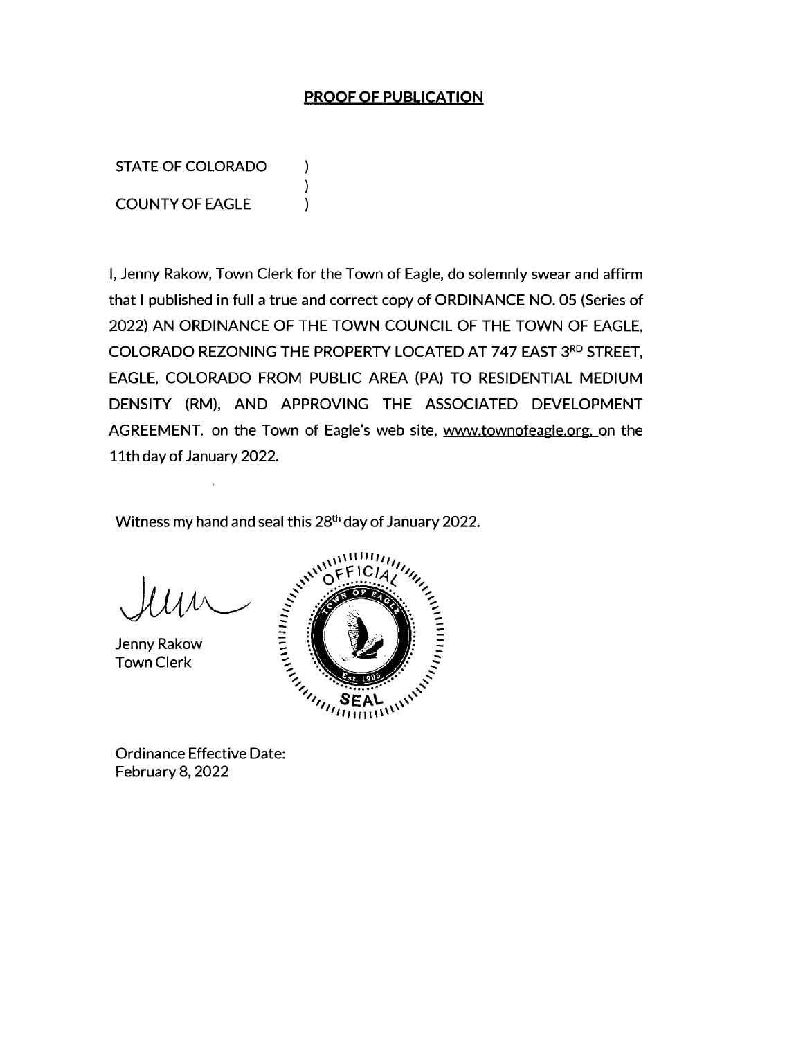## PROOF OF PUBLICATION

STATE OF COLORADO )
)
COUNTY OF EAGLE )

I, Jenny Rakow, Town Clerk for the Town of Eagle, do solemnly swear and affirm that I published in full a true and correct copy of ORDINANCE NO. 05 (Series of 2022) AN ORDINANCE OF THE TOWN COUNCIL OF THE TOWN OF EAGLE, COLORADO REZONING THE PROPERTY LOCATED AT 747 EAST 3RD STREET, EAGLE, COLORADO FROM PUBLIC AREA (PA) TO RESIDENTIAL MEDIUM DENSITY (RM), AND APPROVING THE ASSOCIATED DEVELOPMENT AGREEMENT. on the Town of Eagle's web site, www.townofeagle.org, on the 11th day of January 2022.

Witness my hand and seal this 28th day of January 2022.

Jenny Rakow
Town Clerk

OFFICIAL
TOWN OF EAGLE
Est. 1905
SEAL

Ordinance Effective Date:
February 8, 2022